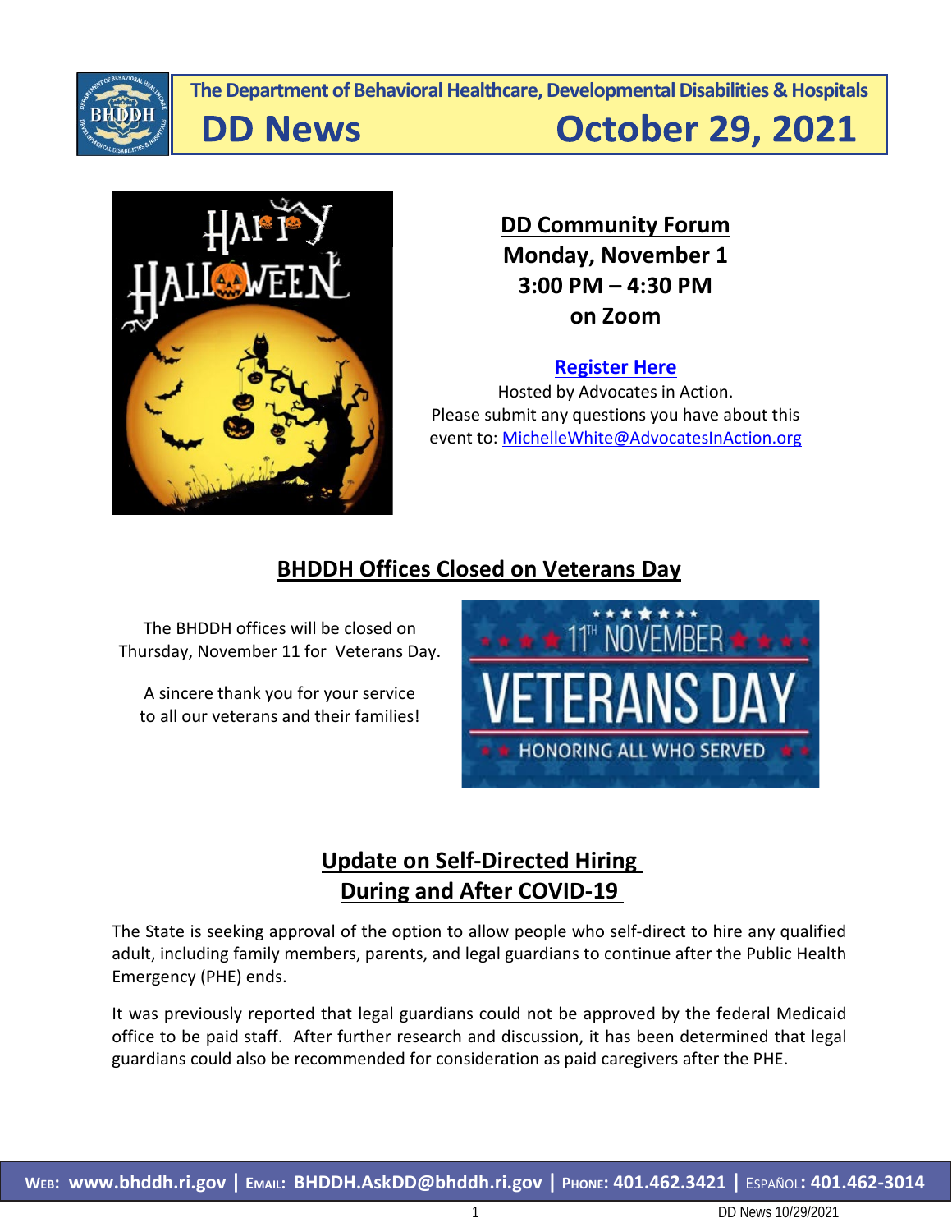**The Department of Behavioral Healthcare, Developmental Disabilities & Hospitals**

# DD News — October 29, 2021

## DD Community Forum

**Monday, November 1**
**3:00 PM – 4:30 PM**
**on Zoom**

**Register Here**

Hosted by Advocates in Action.
Please submit any questions you have about this event to: MichelleWhite@AdvocatesInAction.org

## BHDDH Offices Closed on Veterans Day

The BHDDH offices will be closed on Thursday, November 11 for Veterans Day.

A sincere thank you for your service to all our veterans and their families!

## Update on Self-Directed Hiring During and After COVID-19

The State is seeking approval of the option to allow people who self-direct to hire any qualified adult, including family members, parents, and legal guardians to continue after the Public Health Emergency (PHE) ends.

It was previously reported that legal guardians could not be approved by the federal Medicaid office to be paid staff. After further research and discussion, it has been determined that legal guardians could also be recommended for consideration as paid caregivers after the PHE.

**Web: www.bhddh.ri.gov | Email: BHDDH.AskDD@bhddh.ri.gov | Phone: 401.462.3421 | Español: 401.462-3014**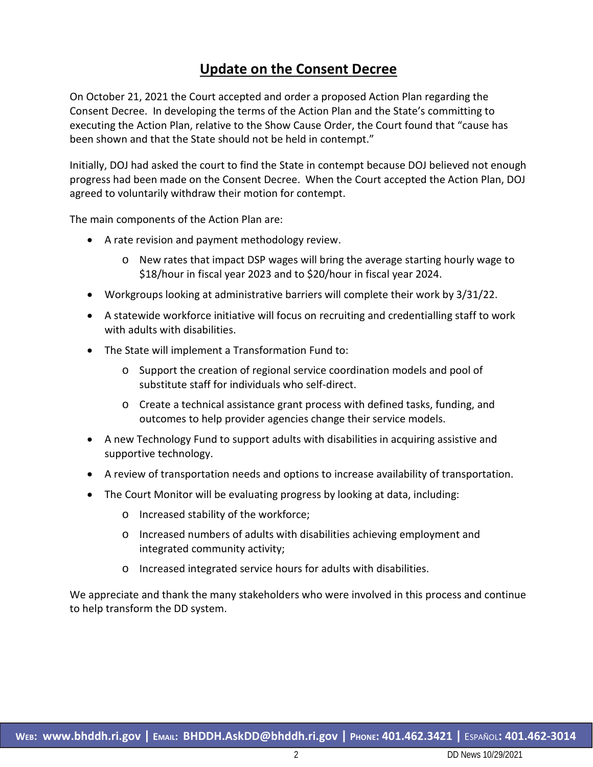# Update on the Consent Decree

On October 21, 2021 the Court accepted and order a proposed Action Plan regarding the Consent Decree. In developing the terms of the Action Plan and the State's committing to executing the Action Plan, relative to the Show Cause Order, the Court found that "cause has been shown and that the State should not be held in contempt."

Initially, DOJ had asked the court to find the State in contempt because DOJ believed not enough progress had been made on the Consent Decree. When the Court accepted the Action Plan, DOJ agreed to voluntarily withdraw their motion for contempt.

The main components of the Action Plan are:

- A rate revision and payment methodology review.
  - New rates that impact DSP wages will bring the average starting hourly wage to $18/hour in fiscal year 2023 and to $20/hour in fiscal year 2024.
- Workgroups looking at administrative barriers will complete their work by 3/31/22.
- A statewide workforce initiative will focus on recruiting and credentialling staff to work with adults with disabilities.
- The State will implement a Transformation Fund to:
  - Support the creation of regional service coordination models and pool of substitute staff for individuals who self-direct.
  - Create a technical assistance grant process with defined tasks, funding, and outcomes to help provider agencies change their service models.
- A new Technology Fund to support adults with disabilities in acquiring assistive and supportive technology.
- A review of transportation needs and options to increase availability of transportation.
- The Court Monitor will be evaluating progress by looking at data, including:
  - Increased stability of the workforce;
  - Increased numbers of adults with disabilities achieving employment and integrated community activity;
  - Increased integrated service hours for adults with disabilities.

We appreciate and thank the many stakeholders who were involved in this process and continue to help transform the DD system.

**Web: www.bhddh.ri.gov | Email: BHDDH.AskDD@bhddh.ri.gov | Phone: 401.462.3421 | Español: 401.462-3014**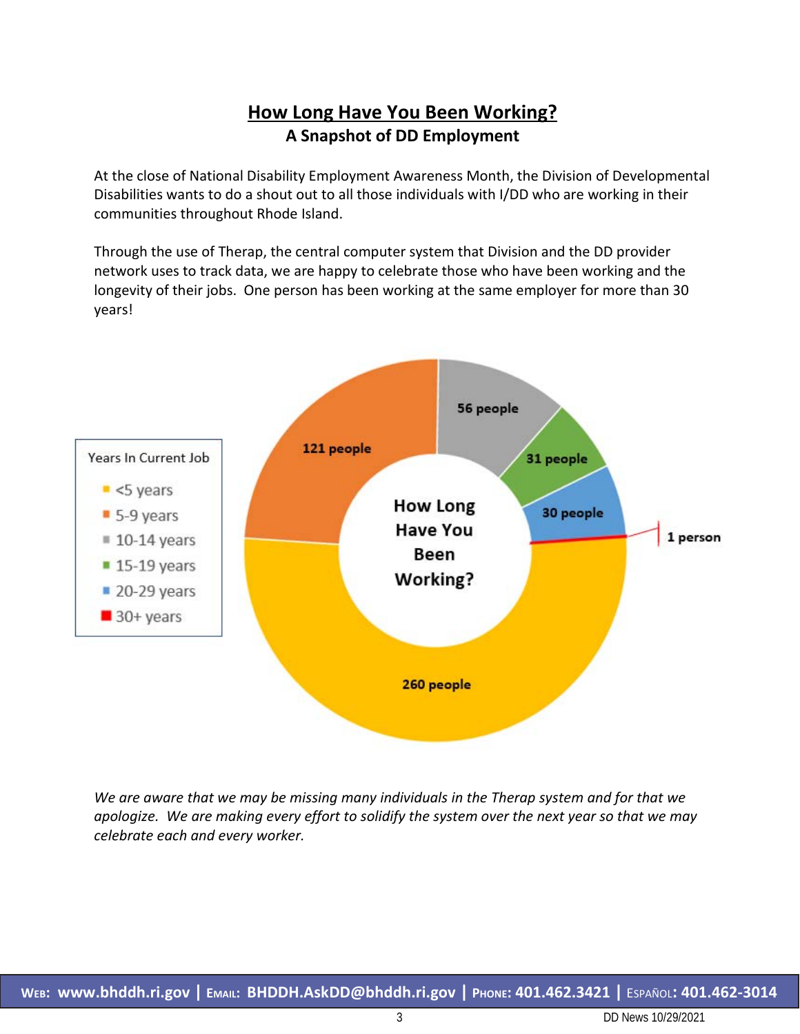# How Long Have You Been Working?

## A Snapshot of DD Employment

At the close of National Disability Employment Awareness Month, the Division of Developmental Disabilities wants to do a shout out to all those individuals with I/DD who are working in their communities throughout Rhode Island.

Through the use of Therap, the central computer system that Division and the DD provider network uses to track data, we are happy to celebrate those who have been working and the longevity of their jobs. One person has been working at the same employer for more than 30 years!

**How Long Have You Been Working?**

| Years In Current Job | People |
|---|---|
| <5 years | 260 people |
| 5-9 years | 121 people |
| 10-14 years | 56 people |
| 15-19 years | 31 people |
| 20-29 years | 30 people |
| 30+ years | 1 person |

*We are aware that we may be missing many individuals in the Therap system and for that we apologize. We are making every effort to solidify the system over the next year so that we may celebrate each and every worker.*

**WEB: www.bhddh.ri.gov | EMAIL: BHDDH.AskDD@bhddh.ri.gov | PHONE: 401.462.3421 | ESPAÑOL: 401.462-3014**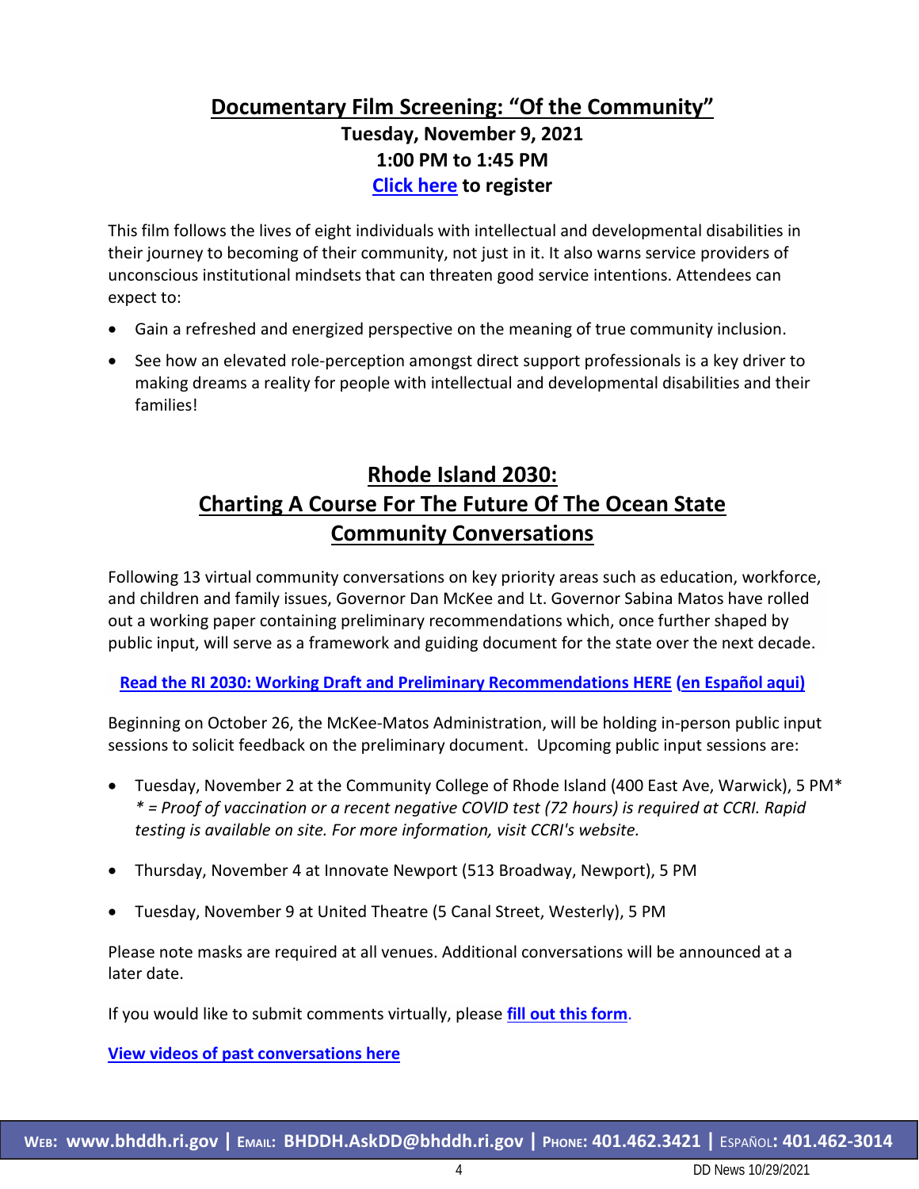## Documentary Film Screening: "Of the Community"

**Tuesday, November 9, 2021**
**1:00 PM to 1:45 PM**
**Click here to register**

This film follows the lives of eight individuals with intellectual and developmental disabilities in their journey to becoming of their community, not just in it. It also warns service providers of unconscious institutional mindsets that can threaten good service intentions. Attendees can expect to:

- Gain a refreshed and energized perspective on the meaning of true community inclusion.
- See how an elevated role-perception amongst direct support professionals is a key driver to making dreams a reality for people with intellectual and developmental disabilities and their families!

## Rhode Island 2030: Charting A Course For The Future Of The Ocean State Community Conversations

Following 13 virtual community conversations on key priority areas such as education, workforce, and children and family issues, Governor Dan McKee and Lt. Governor Sabina Matos have rolled out a working paper containing preliminary recommendations which, once further shaped by public input, will serve as a framework and guiding document for the state over the next decade.

**Read the RI 2030: Working Draft and Preliminary Recommendations HERE (en Español aqui)**

Beginning on October 26, the McKee-Matos Administration, will be holding in-person public input sessions to solicit feedback on the preliminary document. Upcoming public input sessions are:

- Tuesday, November 2 at the Community College of Rhode Island (400 East Ave, Warwick), 5 PM*
  *\* = Proof of vaccination or a recent negative COVID test (72 hours) is required at CCRI. Rapid testing is available on site. For more information, visit CCRI's website.*
- Thursday, November 4 at Innovate Newport (513 Broadway, Newport), 5 PM
- Tuesday, November 9 at United Theatre (5 Canal Street, Westerly), 5 PM

Please note masks are required at all venues. Additional conversations will be announced at a later date.

If you would like to submit comments virtually, please **fill out this form**.

**View videos of past conversations here**

**Web: www.bhddh.ri.gov | Email: BHDDH.AskDD@bhddh.ri.gov | Phone: 401.462.3421 | Español: 401.462-3014**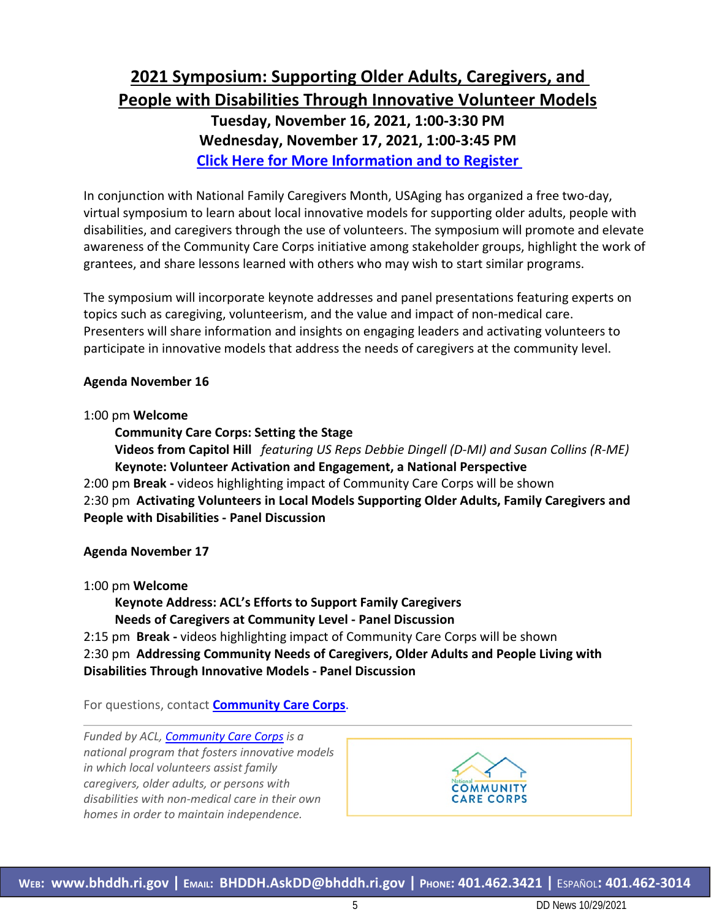## 2021 Symposium: Supporting Older Adults, Caregivers, and People with Disabilities Through Innovative Volunteer Models

**Tuesday, November 16, 2021, 1:00-3:30 PM**

**Wednesday, November 17, 2021, 1:00-3:45 PM**

**Click Here for More Information and to Register**

In conjunction with National Family Caregivers Month, USAging has organized a free two-day, virtual symposium to learn about local innovative models for supporting older adults, people with disabilities, and caregivers through the use of volunteers. The symposium will promote and elevate awareness of the Community Care Corps initiative among stakeholder groups, highlight the work of grantees, and share lessons learned with others who may wish to start similar programs.

The symposium will incorporate keynote addresses and panel presentations featuring experts on topics such as caregiving, volunteerism, and the value and impact of non-medical care. Presenters will share information and insights on engaging leaders and activating volunteers to participate in innovative models that address the needs of caregivers at the community level.

**Agenda November 16**

1:00 pm **Welcome**
- **Community Care Corps: Setting the Stage**
- **Videos from Capitol Hill** *featuring US Reps Debbie Dingell (D-MI) and Susan Collins (R-ME)*
- **Keynote: Volunteer Activation and Engagement, a National Perspective**

2:00 pm **Break -** videos highlighting impact of Community Care Corps will be shown

2:30 pm **Activating Volunteers in Local Models Supporting Older Adults, Family Caregivers and People with Disabilities - Panel Discussion**

**Agenda November 17**

1:00 pm **Welcome**
- **Keynote Address: ACL's Efforts to Support Family Caregivers**
- **Needs of Caregivers at Community Level - Panel Discussion**

2:15 pm **Break -** videos highlighting impact of Community Care Corps will be shown

2:30 pm **Addressing Community Needs of Caregivers, Older Adults and People Living with Disabilities Through Innovative Models - Panel Discussion**

For questions, contact **Community Care Corps**.

*Funded by ACL, Community Care Corps is a national program that fosters innovative models in which local volunteers assist family caregivers, older adults, or persons with disabilities with non-medical care in their own homes in order to maintain independence.*

National COMMUNITY CARE CORPS

**WEB: www.bhddh.ri.gov | EMAIL: BHDDH.AskDD@bhddh.ri.gov | PHONE: 401.462.3421 | ESPAÑOL: 401.462-3014**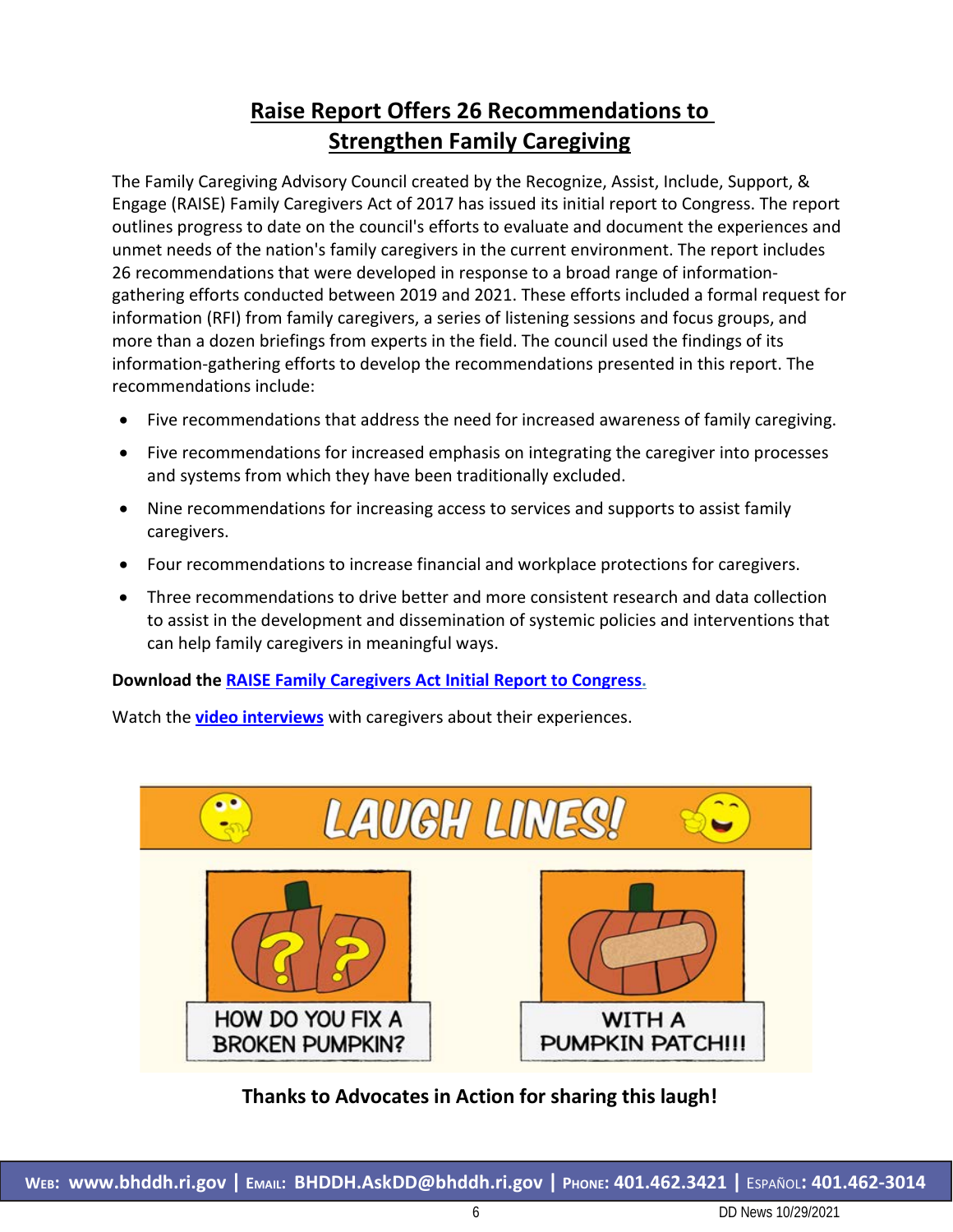## Raise Report Offers 26 Recommendations to Strengthen Family Caregiving

The Family Caregiving Advisory Council created by the Recognize, Assist, Include, Support, & Engage (RAISE) Family Caregivers Act of 2017 has issued its initial report to Congress. The report outlines progress to date on the council's efforts to evaluate and document the experiences and unmet needs of the nation's family caregivers in the current environment. The report includes 26 recommendations that were developed in response to a broad range of information-gathering efforts conducted between 2019 and 2021. These efforts included a formal request for information (RFI) from family caregivers, a series of listening sessions and focus groups, and more than a dozen briefings from experts in the field. The council used the findings of its information-gathering efforts to develop the recommendations presented in this report. The recommendations include:

- Five recommendations that address the need for increased awareness of family caregiving.
- Five recommendations for increased emphasis on integrating the caregiver into processes and systems from which they have been traditionally excluded.
- Nine recommendations for increasing access to services and supports to assist family caregivers.
- Four recommendations to increase financial and workplace protections for caregivers.
- Three recommendations to drive better and more consistent research and data collection to assist in the development and dissemination of systemic policies and interventions that can help family caregivers in meaningful ways.

**Download the RAISE Family Caregivers Act Initial Report to Congress.**

Watch the **video interviews** with caregivers about their experiences.

LAUGH LINES!

HOW DO YOU FIX A BROKEN PUMPKIN?

WITH A PUMPKIN PATCH!!!

**Thanks to Advocates in Action for sharing this laugh!**

WEB: www.bhddh.ri.gov | EMAIL: BHDDH.AskDD@bhddh.ri.gov | PHONE: 401.462.3421 | ESPAÑOL: 401.462-3014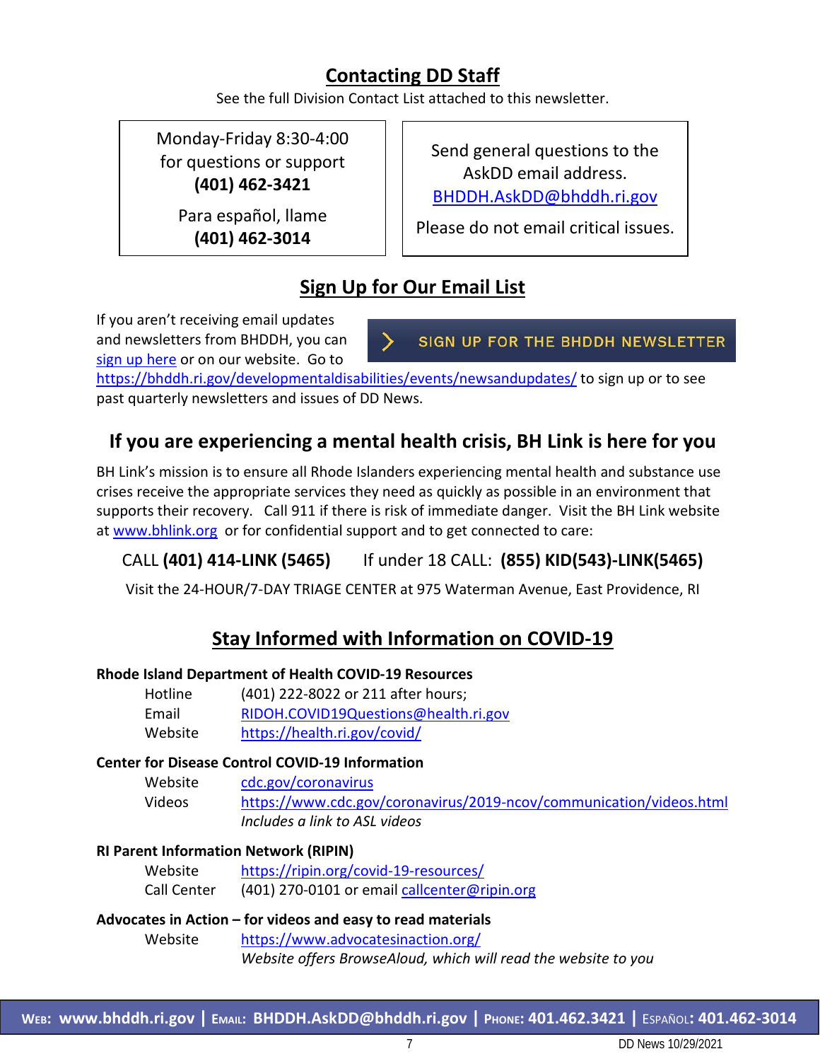## Contacting DD Staff

See the full Division Contact List attached to this newsletter.

Monday-Friday 8:30-4:00 for questions or support
**(401) 462-3421**

Para español, llame
**(401) 462-3014**

Send general questions to the AskDD email address.
BHDDH.AskDD@bhddh.ri.gov

Please do not email critical issues.

## Sign Up for Our Email List

If you aren't receiving email updates and newsletters from BHDDH, you can sign up here or on our website. Go to https://bhddh.ri.gov/developmentaldisabilities/events/newsandupdates/ to sign up or to see past quarterly newsletters and issues of DD News.

SIGN UP FOR THE BHDDH NEWSLETTER

## If you are experiencing a mental health crisis, BH Link is here for you

BH Link's mission is to ensure all Rhode Islanders experiencing mental health and substance use crises receive the appropriate services they need as quickly as possible in an environment that supports their recovery. Call 911 if there is risk of immediate danger. Visit the BH Link website at www.bhlink.org or for confidential support and to get connected to care:

CALL **(401) 414-LINK (5465)** If under 18 CALL: **(855) KID(543)-LINK(5465)**

Visit the 24-HOUR/7-DAY TRIAGE CENTER at 975 Waterman Avenue, East Providence, RI

## Stay Informed with Information on COVID-19

**Rhode Island Department of Health COVID-19 Resources**

- Hotline: (401) 222-8022 or 211 after hours;
- Email: RIDOH.COVID19Questions@health.ri.gov
- Website: https://health.ri.gov/covid/

**Center for Disease Control COVID-19 Information**

- Website: cdc.gov/coronavirus
- Videos: https://www.cdc.gov/coronavirus/2019-ncov/communication/videos.html
  *Includes a link to ASL videos*

**RI Parent Information Network (RIPIN)**

- Website: https://ripin.org/covid-19-resources/
- Call Center: (401) 270-0101 or email callcenter@ripin.org

**Advocates in Action – for videos and easy to read materials**

- Website: https://www.advocatesinaction.org/
  *Website offers BrowseAloud, which will read the website to you*

**Web: www.bhddh.ri.gov | Email: BHDDH.AskDD@bhddh.ri.gov | Phone: 401.462.3421 | Español: 401.462-3014**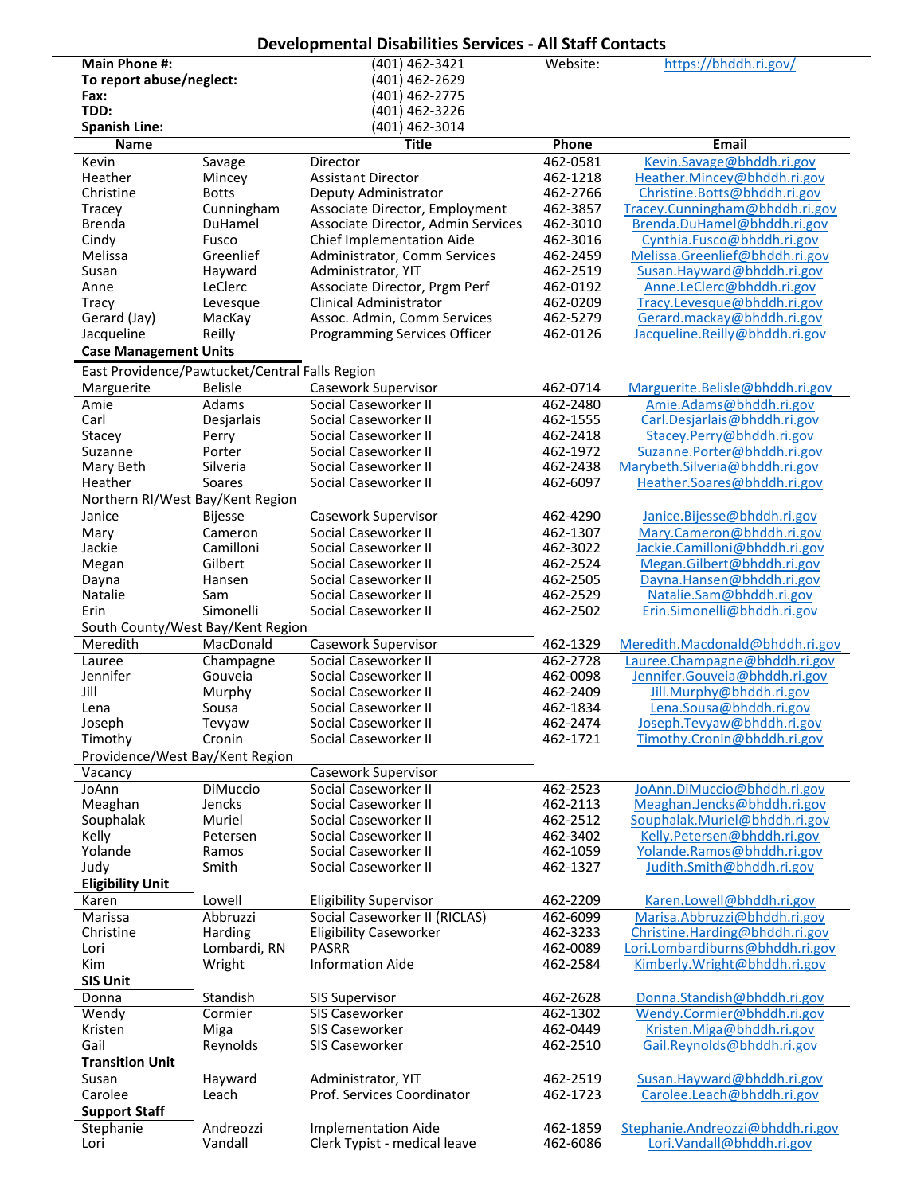# Developmental Disabilities Services - All Staff Contacts

| | | | |
|---|---|---|---|
| **Main Phone #:** | (401) 462-3421 | Website: | https://bhddh.ri.gov/ |
| **To report abuse/neglect:** | (401) 462-2629 | | |
| **Fax:** | (401) 462-2775 | | |
| **TDD:** | (401) 462-3226 | | |
| **Spanish Line:** | (401) 462-3014 | | |

| Name | | Title | Phone | Email |
|---|---|---|---|---|
| Kevin | Savage | Director | 462-0581 | Kevin.Savage@bhddh.ri.gov |
| Heather | Mincey | Assistant Director | 462-1218 | Heather.Mincey@bhddh.ri.gov |
| Christine | Botts | Deputy Administrator | 462-2766 | Christine.Botts@bhddh.ri.gov |
| Tracey | Cunningham | Associate Director, Employment | 462-3857 | Tracey.Cunningham@bhddh.ri.gov |
| Brenda | DuHamel | Associate Director, Admin Services | 462-3010 | Brenda.DuHamel@bhddh.ri.gov |
| Cindy | Fusco | Chief Implementation Aide | 462-3016 | Cynthia.Fusco@bhddh.ri.gov |
| Melissa | Greenlief | Administrator, Comm Services | 462-2459 | Melissa.Greenlief@bhddh.ri.gov |
| Susan | Hayward | Administrator, YIT | 462-2519 | Susan.Hayward@bhddh.ri.gov |
| Anne | LeClerc | Associate Director, Prgm Perf | 462-0192 | Anne.LeClerc@bhddh.ri.gov |
| Tracy | Levesque | Clinical Administrator | 462-0209 | Tracy.Levesque@bhddh.ri.gov |
| Gerard (Jay) | MacKay | Assoc. Admin, Comm Services | 462-5279 | Gerard.mackay@bhddh.ri.gov |
| Jacqueline | Reilly | Programming Services Officer | 462-0126 | Jacqueline.Reilly@bhddh.ri.gov |
| **Case Management Units** | | | | |
| East Providence/Pawtucket/Central Falls Region | | | | |
| Marguerite | Belisle | Casework Supervisor | 462-0714 | Marguerite.Belisle@bhddh.ri.gov |
| Amie | Adams | Social Caseworker II | 462-2480 | Amie.Adams@bhddh.ri.gov |
| Carl | Desjarlais | Social Caseworker II | 462-1555 | Carl.Desjarlais@bhddh.ri.gov |
| Stacey | Perry | Social Caseworker II | 462-2418 | Stacey.Perry@bhddh.ri.gov |
| Suzanne | Porter | Social Caseworker II | 462-1972 | Suzanne.Porter@bhddh.ri.gov |
| Mary Beth | Silveria | Social Caseworker II | 462-2438 | Marybeth.Silveria@bhddh.ri.gov |
| Heather | Soares | Social Caseworker II | 462-6097 | Heather.Soares@bhddh.ri.gov |
| Northern RI/West Bay/Kent Region | | | | |
| Janice | Bijesse | Casework Supervisor | 462-4290 | Janice.Bijesse@bhddh.ri.gov |
| Mary | Cameron | Social Caseworker II | 462-1307 | Mary.Cameron@bhddh.ri.gov |
| Jackie | Camilloni | Social Caseworker II | 462-3022 | Jackie.Camilloni@bhddh.ri.gov |
| Megan | Gilbert | Social Caseworker II | 462-2524 | Megan.Gilbert@bhddh.ri.gov |
| Dayna | Hansen | Social Caseworker II | 462-2505 | Dayna.Hansen@bhddh.ri.gov |
| Natalie | Sam | Social Caseworker II | 462-2529 | Natalie.Sam@bhddh.ri.gov |
| Erin | Simonelli | Social Caseworker II | 462-2502 | Erin.Simonelli@bhddh.ri.gov |
| South County/West Bay/Kent Region | | | | |
| Meredith | MacDonald | Casework Supervisor | 462-1329 | Meredith.Macdonald@bhddh.ri.gov |
| Lauree | Champagne | Social Caseworker II | 462-2728 | Lauree.Champagne@bhddh.ri.gov |
| Jennifer | Gouveia | Social Caseworker II | 462-0098 | Jennifer.Gouveia@bhddh.ri.gov |
| Jill | Murphy | Social Caseworker II | 462-2409 | Jill.Murphy@bhddh.ri.gov |
| Lena | Sousa | Social Caseworker II | 462-1834 | Lena.Sousa@bhddh.ri.gov |
| Joseph | Tevyaw | Social Caseworker II | 462-2474 | Joseph.Tevyaw@bhddh.ri.gov |
| Timothy | Cronin | Social Caseworker II | 462-1721 | Timothy.Cronin@bhddh.ri.gov |
| Providence/West Bay/Kent Region | | | | |
| Vacancy | | Casework Supervisor | | |
| JoAnn | DiMuccio | Social Caseworker II | 462-2523 | JoAnn.DiMuccio@bhddh.ri.gov |
| Meaghan | Jencks | Social Caseworker II | 462-2113 | Meaghan.Jencks@bhddh.ri.gov |
| Souphalak | Muriel | Social Caseworker II | 462-2512 | Souphalak.Muriel@bhddh.ri.gov |
| Kelly | Petersen | Social Caseworker II | 462-3402 | Kelly.Petersen@bhddh.ri.gov |
| Yolande | Ramos | Social Caseworker II | 462-1059 | Yolande.Ramos@bhddh.ri.gov |
| Judy | Smith | Social Caseworker II | 462-1327 | Judith.Smith@bhddh.ri.gov |
| **Eligibility Unit** | | | | |
| Karen | Lowell | Eligibility Supervisor | 462-2209 | Karen.Lowell@bhddh.ri.gov |
| Marissa | Abbruzzi | Social Caseworker II (RICLAS) | 462-6099 | Marisa.Abbruzzi@bhddh.ri.gov |
| Christine | Harding | Eligibility Caseworker | 462-3233 | Christine.Harding@bhddh.ri.gov |
| Lori | Lombardi, RN | PASRR | 462-0089 | Lori.Lombardiburns@bhddh.ri.gov |
| Kim | Wright | Information Aide | 462-2584 | Kimberly.Wright@bhddh.ri.gov |
| **SIS Unit** | | | | |
| Donna | Standish | SIS Supervisor | 462-2628 | Donna.Standish@bhddh.ri.gov |
| Wendy | Cormier | SIS Caseworker | 462-1302 | Wendy.Cormier@bhddh.ri.gov |
| Kristen | Miga | SIS Caseworker | 462-0449 | Kristen.Miga@bhddh.ri.gov |
| Gail | Reynolds | SIS Caseworker | 462-2510 | Gail.Reynolds@bhddh.ri.gov |
| **Transition Unit** | | | | |
| Susan | Hayward | Administrator, YIT | 462-2519 | Susan.Hayward@bhddh.ri.gov |
| Carolee | Leach | Prof. Services Coordinator | 462-1723 | Carolee.Leach@bhddh.ri.gov |
| **Support Staff** | | | | |
| Stephanie | Andreozzi | Implementation Aide | 462-1859 | Stephanie.Andreozzi@bhddh.ri.gov |
| Lori | Vandall | Clerk Typist - medical leave | 462-6086 | Lori.Vandall@bhddh.ri.gov |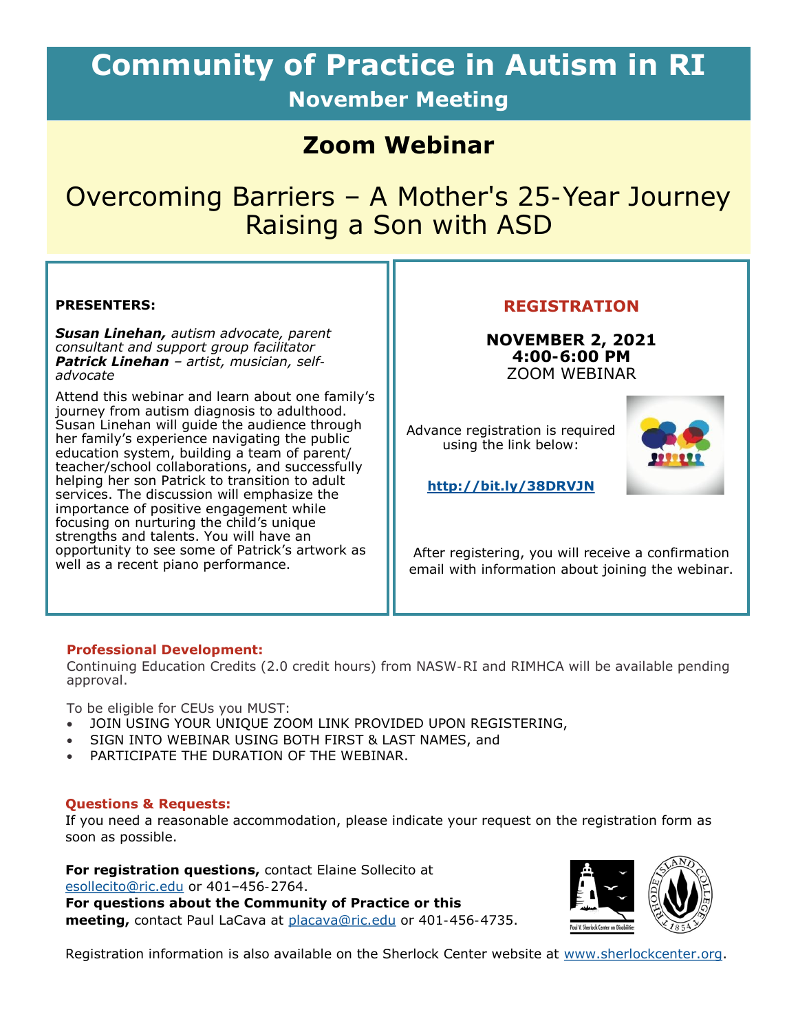# Community of Practice in Autism in RI

## November Meeting

## Zoom Webinar

## Overcoming Barriers – A Mother's 25-Year Journey Raising a Son with ASD

**PRESENTERS:**

***Susan Linehan,*** *autism advocate, parent consultant and support group facilitator*
***Patrick Linehan*** *– artist, musician, self-advocate*

Attend this webinar and learn about one family's journey from autism diagnosis to adulthood. Susan Linehan will guide the audience through her family's experience navigating the public education system, building a team of parent/teacher/school collaborations, and successfully helping her son Patrick to transition to adult services. The discussion will emphasize the importance of positive engagement while focusing on nurturing the child's unique strengths and talents. You will have an opportunity to see some of Patrick's artwork as well as a recent piano performance.

### REGISTRATION

**NOVEMBER 2, 2021**
**4:00-6:00 PM**
ZOOM WEBINAR

Advance registration is required using the link below:

**http://bit.ly/38DRVJN**

After registering, you will receive a confirmation email with information about joining the webinar.

**Professional Development:**

Continuing Education Credits (2.0 credit hours) from NASW-RI and RIMHCA will be available pending approval.

To be eligible for CEUs you MUST:

- JOIN USING YOUR UNIQUE ZOOM LINK PROVIDED UPON REGISTERING,
- SIGN INTO WEBINAR USING BOTH FIRST & LAST NAMES, and
- PARTICIPATE THE DURATION OF THE WEBINAR.

**Questions & Requests:**

If you need a reasonable accommodation, please indicate your request on the registration form as soon as possible.

**For registration questions,** contact Elaine Sollecito at esollecito@ric.edu or 401–456-2764.
**For questions about the Community of Practice or this meeting,** contact Paul LaCava at placava@ric.edu or 401-456-4735.

Registration information is also available on the Sherlock Center website at www.sherlockcenter.org.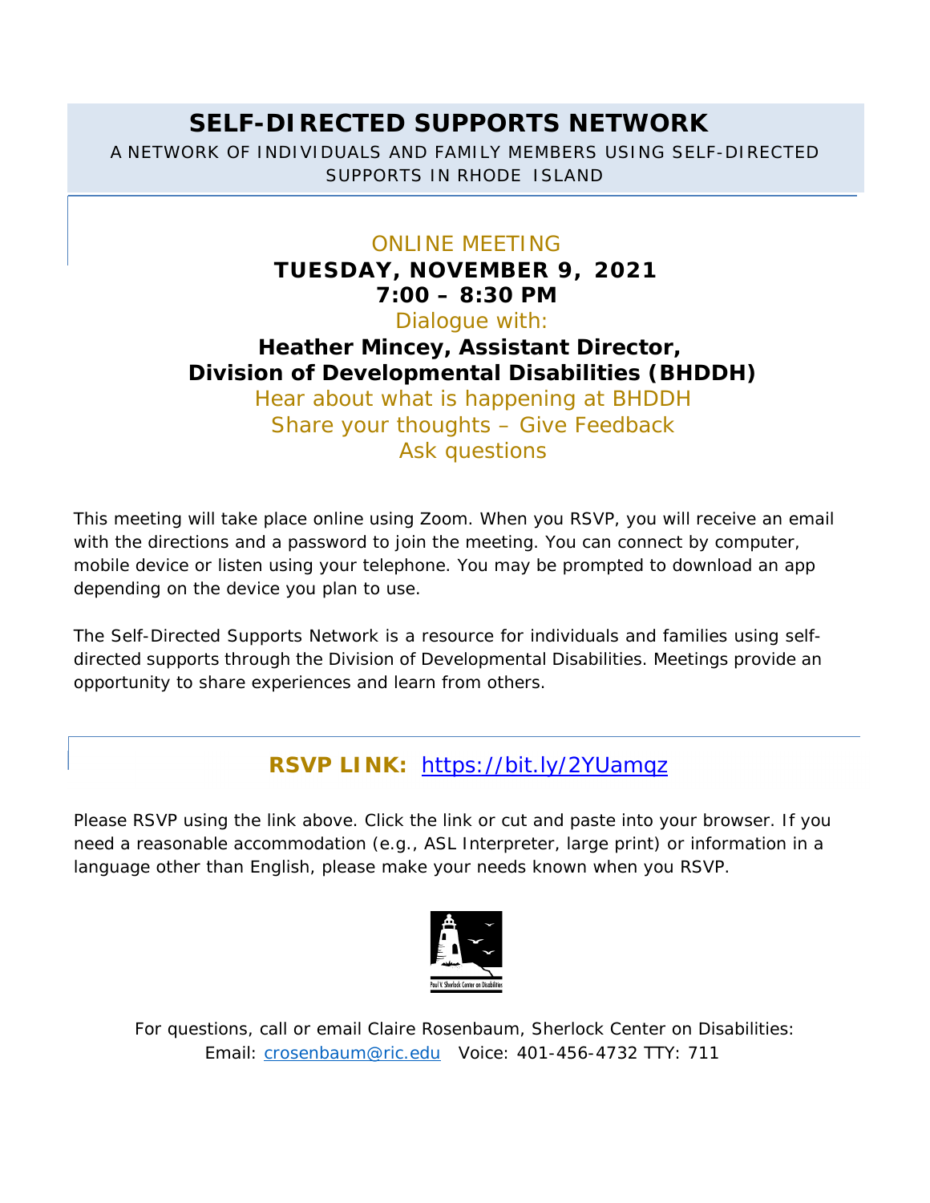# SELF-DIRECTED SUPPORTS NETWORK

A NETWORK OF INDIVIDUALS AND FAMILY MEMBERS USING SELF-DIRECTED SUPPORTS IN RHODE ISLAND

ONLINE MEETING

**TUESDAY, NOVEMBER 9, 2021**

**7:00 – 8:30 PM**

Dialogue with:

**Heather Mincey, Assistant Director,**
**Division of Developmental Disabilities (BHDDH)**

Hear about what is happening at BHDDH

Share your thoughts – Give Feedback

Ask questions

This meeting will take place online using Zoom. When you RSVP, you will receive an email with the directions and a password to join the meeting. You can connect by computer, mobile device or listen using your telephone. You may be prompted to download an app depending on the device you plan to use.

The Self-Directed Supports Network is a resource for individuals and families using self-directed supports through the Division of Developmental Disabilities. Meetings provide an opportunity to share experiences and learn from others.

**RSVP LINK:** https://bit.ly/2YUamqz

Please RSVP using the link above. Click the link or cut and paste into your browser. If you need a reasonable accommodation (e.g., ASL Interpreter, large print) or information in a language other than English, please make your needs known when you RSVP.

Paul V. Sherlock Center on Disabilities

For questions, call or email Claire Rosenbaum, Sherlock Center on Disabilities:
Email: crosenbaum@ric.edu Voice: 401-456-4732 TTY: 711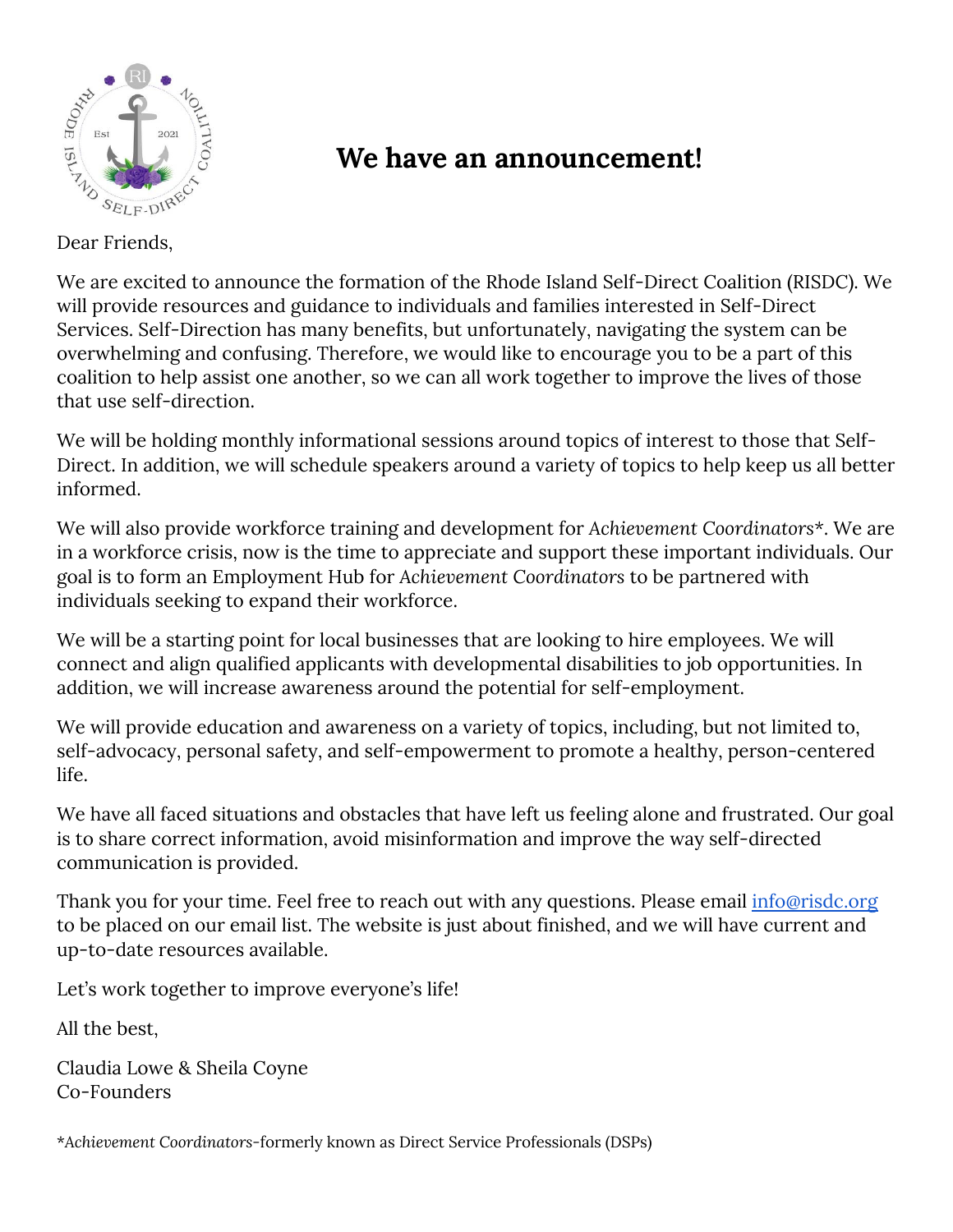# We have an announcement!

Dear Friends,

We are excited to announce the formation of the Rhode Island Self-Direct Coalition (RISDC). We will provide resources and guidance to individuals and families interested in Self-Direct Services. Self-Direction has many benefits, but unfortunately, navigating the system can be overwhelming and confusing. Therefore, we would like to encourage you to be a part of this coalition to help assist one another, so we can all work together to improve the lives of those that use self-direction.

We will be holding monthly informational sessions around topics of interest to those that Self-Direct. In addition, we will schedule speakers around a variety of topics to help keep us all better informed.

We will also provide workforce training and development for *Achievement Coordinators*\*. We are in a workforce crisis, now is the time to appreciate and support these important individuals. Our goal is to form an Employment Hub for *Achievement Coordinators* to be partnered with individuals seeking to expand their workforce.

We will be a starting point for local businesses that are looking to hire employees. We will connect and align qualified applicants with developmental disabilities to job opportunities. In addition, we will increase awareness around the potential for self-employment.

We will provide education and awareness on a variety of topics, including, but not limited to, self-advocacy, personal safety, and self-empowerment to promote a healthy, person-centered life.

We have all faced situations and obstacles that have left us feeling alone and frustrated. Our goal is to share correct information, avoid misinformation and improve the way self-directed communication is provided.

Thank you for your time. Feel free to reach out with any questions. Please email info@risdc.org to be placed on our email list. The website is just about finished, and we will have current and up-to-date resources available.

Let's work together to improve everyone's life!

All the best,

Claudia Lowe & Sheila Coyne
Co-Founders

\**Achievement Coordinators*-formerly known as Direct Service Professionals (DSPs)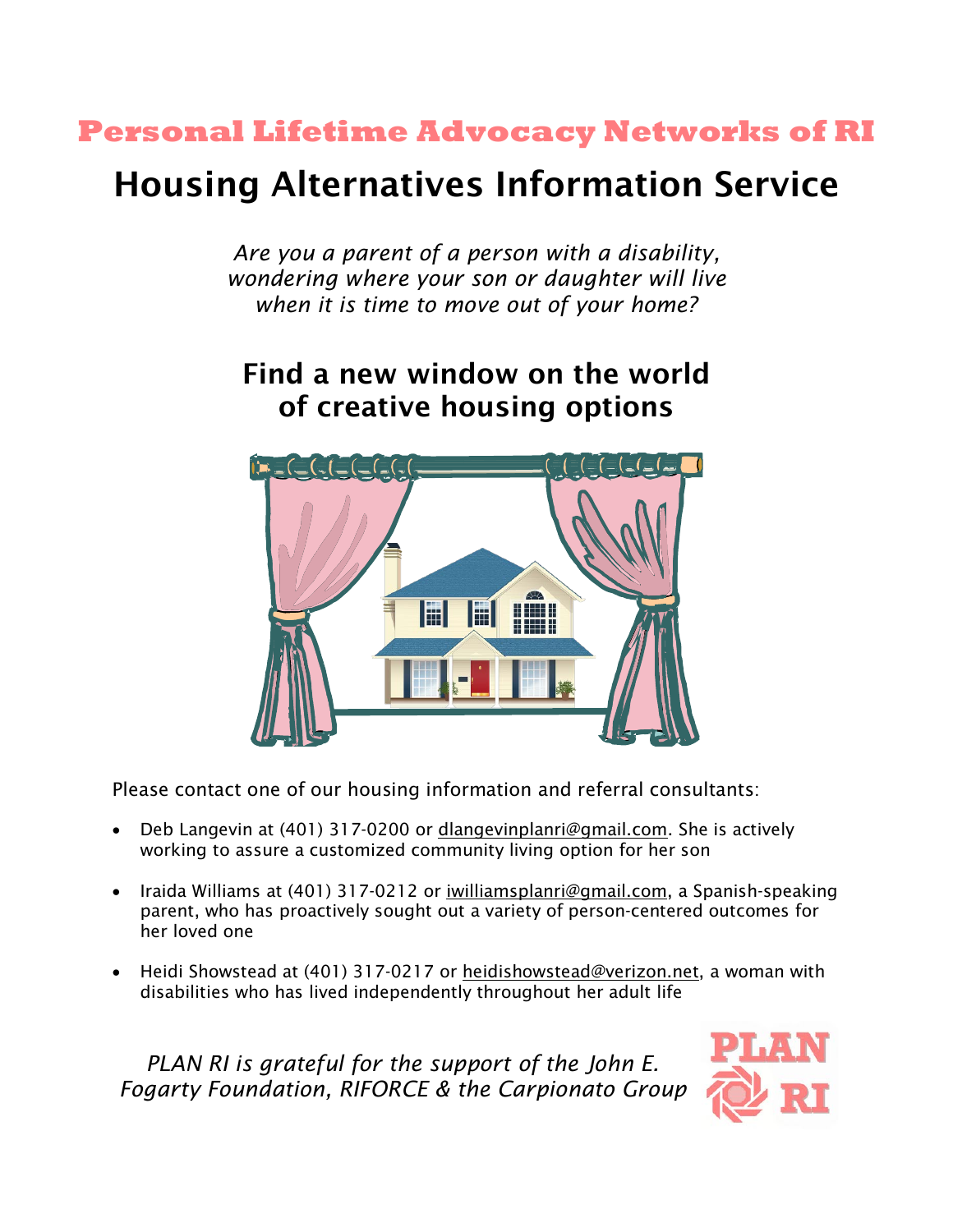# Personal Lifetime Advocacy Networks of RI

## Housing Alternatives Information Service

*Are you a parent of a person with a disability, wondering where your son or daughter will live when it is time to move out of your home?*

### Find a new window on the world of creative housing options

Please contact one of our housing information and referral consultants:

- Deb Langevin at (401) 317-0200 or dlangevinplanri@gmail.com. She is actively working to assure a customized community living option for her son
- Iraida Williams at (401) 317-0212 or iwilliamsplanri@gmail.com, a Spanish-speaking parent, who has proactively sought out a variety of person-centered outcomes for her loved one
- Heidi Showstead at (401) 317-0217 or heidishowstead@verizon.net, a woman with disabilities who has lived independently throughout her adult life

*PLAN RI is grateful for the support of the John E. Fogarty Foundation, RIFORCE & the Carpionato Group*

PLAN RI